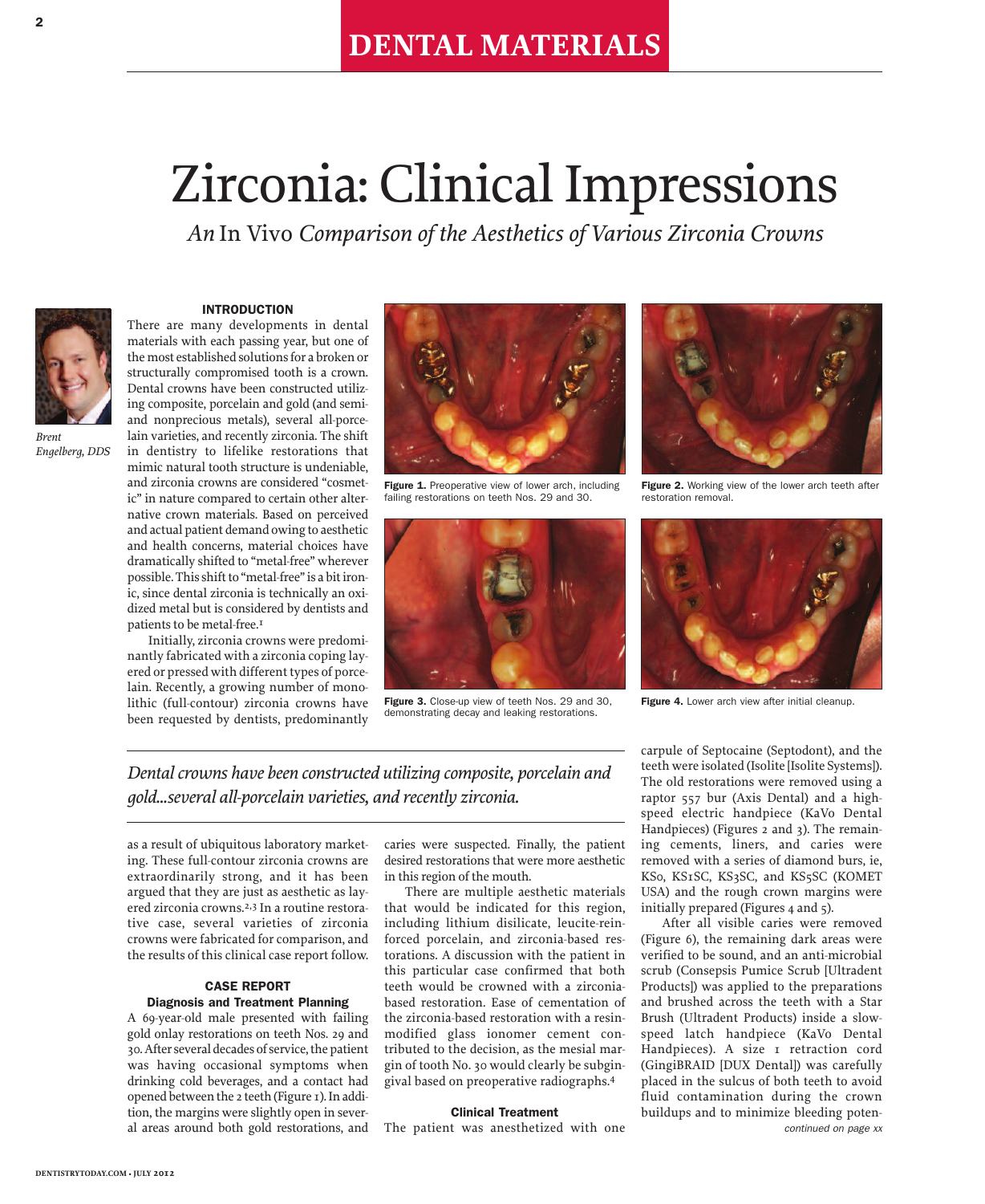DENTAL MATERIALS

# Zirconia: Clinical Impressions

*An* In Vivo *Comparison of the Aesthetics of Various Zirconia Crowns*

*Brent Engelberg, DDS*

## INTRODUCTION

There are many developments in dental materials with each passing year, but one of the most established solutions for a broken or structurally compromised tooth is a crown. Dental crowns have been constructed utilizing composite, porcelain and gold (and semi- and nonprecious metals), several all-porcelain varieties, and recently zirconia. The shift in dentistry to lifelike restorations that mimic natural tooth structure is undeniable, and zirconia crowns are considered "cosmetic" in nature compared to certain other alternative crown materials. Based on perceived and actual patient demand owing to aesthetic and health concerns, material choices have dramatically shifted to "metal-free" wherever possible. This shift to "metal-free" is a bit ironic, since dental zirconia is technically an oxidized metal but is considered by dentists and patients to be metal-free.[1]

Initially, zirconia crowns were predominantly fabricated with a zirconia coping layered or pressed with different types of porcelain. Recently, a growing number of monolithic (full-contour) zirconia crowns have been requested by dentists, predominantly as a result of ubiquitous laboratory marketing. These full-contour zirconia crowns are extraordinarily strong, and it has been argued that they are just as aesthetic as layered zirconia crowns.[2,3] In a routine restorative case, several varieties of zirconia crowns were fabricated for comparison, and the results of this clinical case report follow.

**Figure 1.** Preoperative view of lower arch, including failing restorations on teeth Nos. 29 and 30.

**Figure 2.** Working view of the lower arch teeth after restoration removal.

**Figure 3.** Close-up view of teeth Nos. 29 and 30, demonstrating decay and leaking restorations.

**Figure 4.** Lower arch view after initial cleanup.

> *Dental crowns have been constructed utilizing composite, porcelain and gold...several all-porcelain varieties, and recently zirconia.*

## CASE REPORT

### Diagnosis and Treatment Planning

A 69-year-old male presented with failing gold onlay restorations on teeth Nos. 29 and 30. After several decades of service, the patient was having occasional symptoms when drinking cold beverages, and a contact had opened between the 2 teeth (Figure 1). In addition, the margins were slightly open in several areas around both gold restorations, and caries were suspected. Finally, the patient desired restorations that were more aesthetic in this region of the mouth.

There are multiple aesthetic materials that would be indicated for this region, including lithium disilicate, leucite-reinforced porcelain, and zirconia-based restorations. A discussion with the patient in this particular case confirmed that both teeth would be crowned with a zirconia-based restoration. Ease of cementation of the zirconia-based restoration with a resin-modified glass ionomer cement contributed to the decision, as the mesial margin of tooth No. 30 would clearly be subgingival based on preoperative radiographs.[4]

### Clinical Treatment

The patient was anesthetized with one carpule of Septocaine (Septodont), and the teeth were isolated (Isolite [Isolite Systems]). The old restorations were removed using a raptor 557 bur (Axis Dental) and a high-speed electric handpiece (KaVo Dental Handpieces) (Figures 2 and 3). The remaining cements, liners, and caries were removed with a series of diamond burs, ie, KS0, KS1SC, KS3SC, and KS5SC (KOMET USA) and the rough crown margins were initially prepared (Figures 4 and 5).

After all visible caries were removed (Figure 6), the remaining dark areas were verified to be sound, and an anti-microbial scrub (Consepsis Pumice Scrub [Ultradent Products]) was applied to the preparations and brushed across the teeth with a Star Brush (Ultradent Products) inside a slow-speed latch handpiece (KaVo Dental Handpieces). A size 1 retraction cord (GingiBRAID [DUX Dental]) was carefully placed in the sulcus of both teeth to avoid fluid contamination during the crown buildups and to minimize bleeding poten-

*continued on page xx*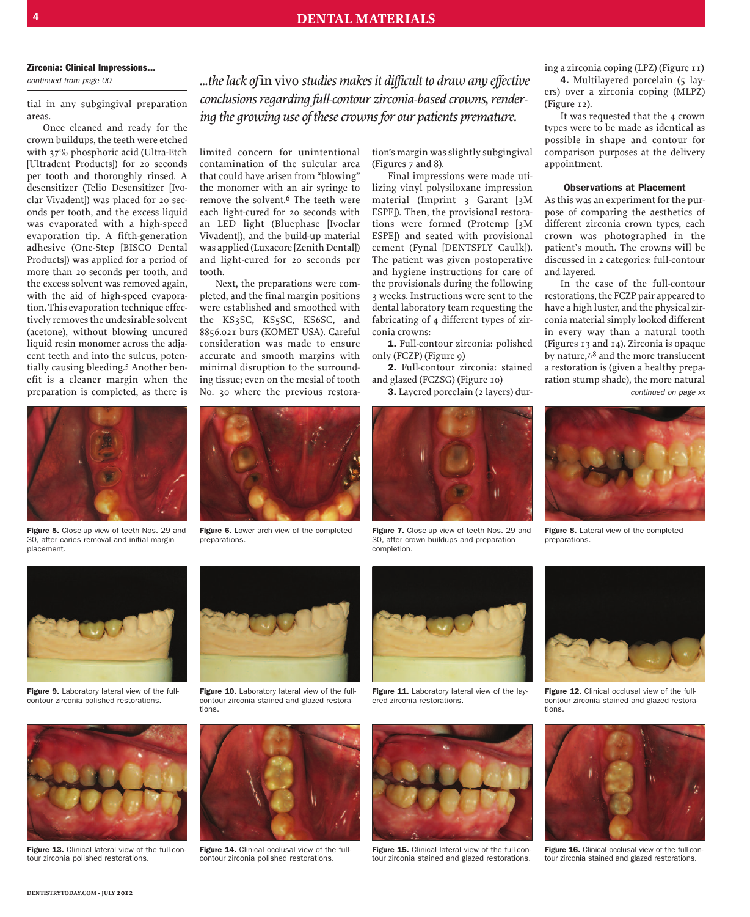## Zirconia: Clinical Impressions...

*continued from page 00*

tial in any subgingival preparation areas.

Once cleaned and ready for the crown buildups, the teeth were etched with 37% phosphoric acid (Ultra-Etch [Ultradent Products]) for 20 seconds per tooth and thoroughly rinsed. A desensitizer (Telio Desensitizer [Ivoclar Vivadent]) was placed for 20 seconds per tooth, and the excess liquid was evaporated with a high-speed evaporation tip. A fifth-generation adhesive (One-Step [BISCO Dental Products]) was applied for a period of more than 20 seconds per tooth, and the excess solvent was removed again, with the aid of high-speed evaporation. This evaporation technique effectively removes the undesirable solvent (acetone), without blowing uncured liquid resin monomer across the adjacent teeth and into the sulcus, potentially causing bleeding.[5] Another benefit is a cleaner margin when the preparation is completed, as there is limited concern for unintentional contamination of the sulcular area that could have arisen from "blowing" the monomer with an air syringe to remove the solvent.[6] The teeth were each light-cured for 20 seconds with an LED light (Bluephase [Ivoclar Vivadent]), and the build-up material was applied (Luxacore [Zenith Dental]) and light-cured for 20 seconds per tooth.

> *...the lack of* in vivo *studies makes it difficult to draw any effective conclusions regarding full-contour zirconia-based crowns, rendering the growing use of these crowns for our patients premature.*

Next, the preparations were completed, and the final margin positions were established and smoothed with the KS3SC, KS5SC, KS6SC, and 8856.021 burs (KOMET USA). Careful consideration was made to ensure accurate and smooth margins with minimal disruption to the surrounding tissue; even on the mesial of tooth No. 30 where the previous restoration's margin was slightly subgingival (Figures 7 and 8).

Final impressions were made utilizing vinyl polysiloxane impression material (Imprint 3 Garant [3M ESPE]). Then, the provisional restorations were formed (Protemp [3M ESPE]) and seated with provisional cement (Fynal [DENTSPLY Caulk]). The patient was given postoperative and hygiene instructions for care of the provisionals during the following 3 weeks. Instructions were sent to the dental laboratory team requesting the fabricating of 4 different types of zirconia crowns:

**1.** Full-contour zirconia: polished only (FCZP) (Figure 9)

**2.** Full-contour zirconia: stained and glazed (FCZSG) (Figure 10)

**3.** Layered porcelain (2 layers) during a zirconia coping (LPZ) (Figure 11)

**4.** Multilayered porcelain (5 layers) over a zirconia coping (MLPZ) (Figure 12).

It was requested that the 4 crown types were to be made as identical as possible in shape and contour for comparison purposes at the delivery appointment.

### Observations at Placement

As this was an experiment for the purpose of comparing the aesthetics of different zirconia crown types, each crown was photographed in the patient's mouth. The crowns will be discussed in 2 categories: full-contour and layered.

In the case of the full-contour restorations, the FCZP pair appeared to have a high luster, and the physical zirconia material simply looked different in every way than a natural tooth (Figures 13 and 14). Zirconia is opaque by nature,[7,8] and the more translucent a restoration is (given a healthy preparation stump shade), the more natural

*continued on page xx*

**Figure 5.** Close-up view of teeth Nos. 29 and 30, after caries removal and initial margin placement.

**Figure 6.** Lower arch view of the completed preparations.

**Figure 7.** Close-up view of teeth Nos. 29 and 30, after crown buildups and preparation completion.

**Figure 8.** Lateral view of the completed preparations.

**Figure 9.** Laboratory lateral view of the full-contour zirconia polished restorations.

**Figure 10.** Laboratory lateral view of the full-contour zirconia stained and glazed restorations.

**Figure 11.** Laboratory lateral view of the layered zirconia restorations.

**Figure 12.** Clinical occlusal view of the full-contour zirconia stained and glazed restorations.

**Figure 13.** Clinical lateral view of the full-contour zirconia polished restorations.

**Figure 14.** Clinical occlusal view of the full-contour zirconia polished restorations.

**Figure 15.** Clinical lateral view of the full-contour zirconia stained and glazed restorations.

**Figure 16.** Clinical occlusal view of the full-contour zirconia stained and glazed restorations.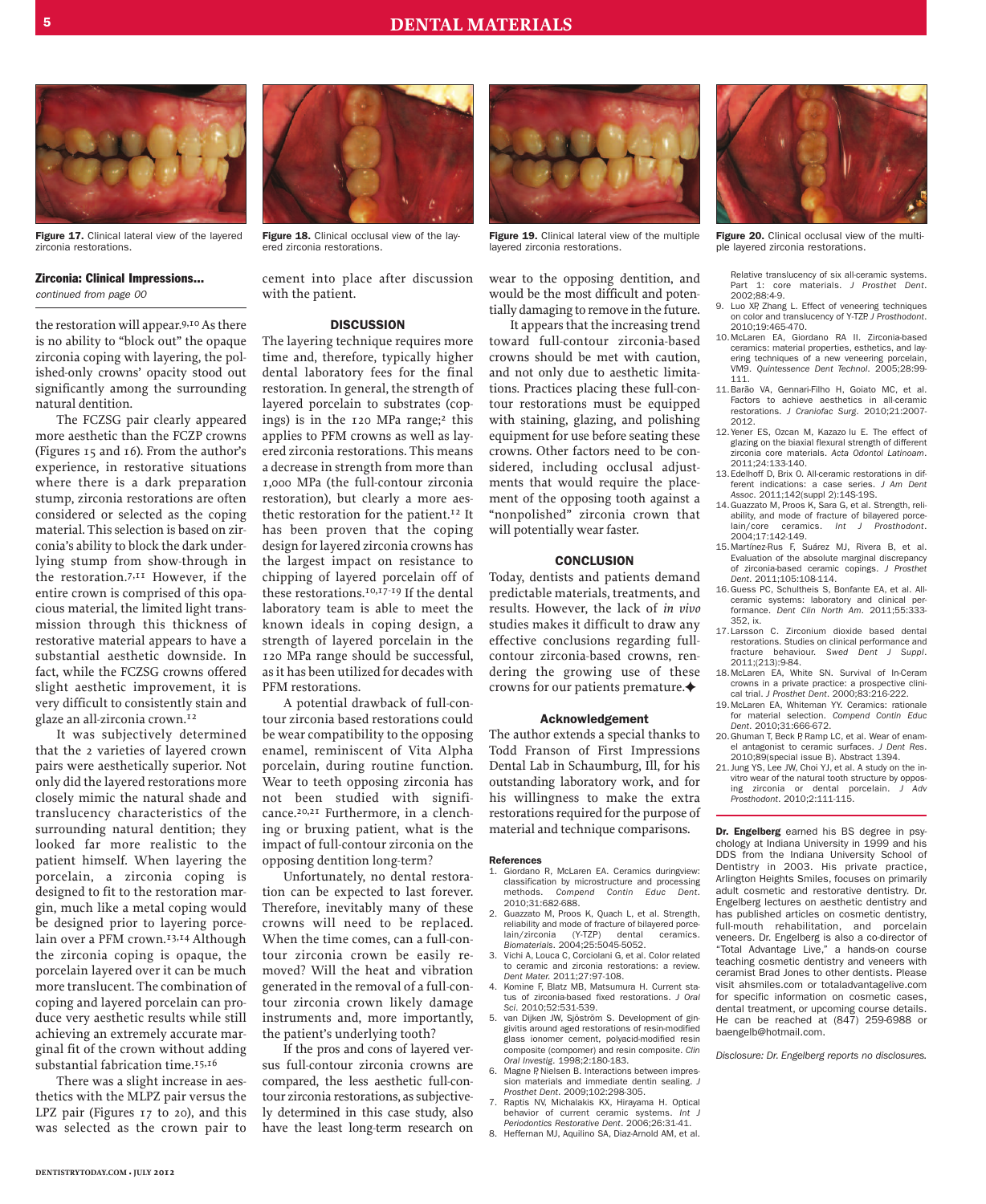Figure 17. Clinical lateral view of the layered zirconia restorations.

Figure 18. Clinical occlusal view of the layered zirconia restorations.

Figure 19. Clinical lateral view of the multiple layered zirconia restorations.

Figure 20. Clinical occlusal view of the multiple layered zirconia restorations.

**Zirconia: Clinical Impressions...**

*continued from page 00*

the restoration will appear.[9,10] As there is no ability to "block out" the opaque zirconia coping with layering, the polished-only crowns' opacity stood out significantly among the surrounding natural dentition.

The FCZSG pair clearly appeared more aesthetic than the FCZP crowns (Figures 15 and 16). From the author's experience, in restorative situations where there is a dark preparation stump, zirconia restorations are often considered or selected as the coping material. This selection is based on zirconia's ability to block the dark underlying stump from show-through in the restoration.[7,11] However, if the entire crown is comprised of this opacious material, the limited light transmission through this thickness of restorative material appears to have a substantial aesthetic downside. In fact, while the FCZSG crowns offered slight aesthetic improvement, it is very difficult to consistently stain and glaze an all-zirconia crown.[12]

It was subjectively determined that the 2 varieties of layered crown pairs were aesthetically superior. Not only did the layered restorations more closely mimic the natural shade and translucency characteristics of the surrounding natural dentition; they looked far more realistic to the patient himself. When layering the porcelain, a zirconia coping is designed to fit to the restoration margin, much like a metal coping would be designed prior to layering porcelain over a PFM crown.[13,14] Although the zirconia coping is opaque, the porcelain layered over it can be much more translucent. The combination of coping and layered porcelain can produce very aesthetic results while still achieving an extremely accurate marginal fit of the crown without adding substantial fabrication time.[15,16]

There was a slight increase in aesthetics with the MLPZ pair versus the LPZ pair (Figures 17 to 20), and this was selected as the crown pair to cement into place after discussion with the patient.

## DISCUSSION

The layering technique requires more time and, therefore, typically higher dental laboratory fees for the final restoration. In general, the strength of layered porcelain to substrates (copings) is in the 120 MPa range;[2] this applies to PFM crowns as well as layered zirconia restorations. This means a decrease in strength from more than 1,000 MPa (the full-contour zirconia restoration), but clearly a more aesthetic restoration for the patient.[12] It has been proven that the coping design for layered zirconia crowns has the largest impact on resistance to chipping of layered porcelain off of these restorations.[10,17-19] If the dental laboratory team is able to meet the known ideals in coping design, a strength of layered porcelain in the 120 MPa range should be successful, as it has been utilized for decades with PFM restorations.

A potential drawback of full-contour zirconia based restorations could be wear compatibility to the opposing enamel, reminiscent of Vita Alpha porcelain, during routine function. Wear to teeth opposing zirconia has not been studied with significance.[20,21] Furthermore, in a clenching or bruxing patient, what is the impact of full-contour zirconia on the opposing dentition long-term?

Unfortunately, no dental restoration can be expected to last forever. Therefore, inevitably many of these crowns will need to be replaced. When the time comes, can a full-contour zirconia crown be easily removed? Will the heat and vibration generated in the removal of a full-contour zirconia crown likely damage instruments and, more importantly, the patient's underlying tooth?

If the pros and cons of layered versus full-contour zirconia crowns are compared, the less aesthetic full-contour zirconia restorations, as subjectively determined in this case study, also have the least long-term research on wear to the opposing dentition, and would be the most difficult and potentially damaging to remove in the future.

It appears that the increasing trend toward full-contour zirconia-based crowns should be met with caution, and not only due to aesthetic limitations. Practices placing these full-contour restorations must be equipped with staining, glazing, and polishing equipment for use before seating these crowns. Other factors need to be considered, including occlusal adjustments that would require the placement of the opposing tooth against a "nonpolished" zirconia crown that will potentially wear faster.

## CONCLUSION

Today, dentists and patients demand predictable materials, treatments, and results. However, the lack of *in vivo* studies makes it difficult to draw any effective conclusions regarding full-contour zirconia-based crowns, rendering the growing use of these crowns for our patients premature.✦

## Acknowledgement

The author extends a special thanks to Todd Franson of First Impressions Dental Lab in Schaumburg, Ill, for his outstanding laboratory work, and for his willingness to make the extra restorations required for the purpose of material and technique comparisons.

### References

1. Giordano R, McLaren EA. Ceramics duringview: classification by microstructure and processing methods. *Compend Contin Educ Dent*. 2010;31:682-688.
2. Guazzato M, Proos K, Quach L, et al. Strength, reliability and mode of fracture of bilayered porcelain/zirconia (Y-TZP) dental ceramics. *Biomaterials*. 2004;25:5045-5052.
3. Vichi A, Louca C, Corciolani G, et al. Color related to ceramic and zirconia restorations: a review. *Dent Mater.* 2011;27:97-108.
4. Komine F, Blatz MB, Matsumura H. Current status of zirconia-based fixed restorations. *J Oral Sci*. 2010;52:531-539.
5. van Dijken JW, Sjöström S. Development of gingivitis around aged restorations of resin-modified glass ionomer cement, polyacid-modified resin composite (compomer) and resin composite. *Clin Oral Investig*. 1998;2:180-183.
6. Magne P, Nielsen B. Interactions between impression materials and immediate dentin sealing. *J Prosthet Dent*. 2009;102:298-305.
7. Raptis NV, Michalakis KX, Hirayama H. Optical behavior of current ceramic systems. *Int J Periodontics Restorative Dent*. 2006;26:31-41.
8. Heffernan MJ, Aquilino SA, Diaz-Arnold AM, et al. Relative translucency of six all-ceramic systems. Part 1: core materials. *J Prosthet Dent*. 2002;88:4-9.
9. Luo XP, Zhang L. Effect of veneering techniques on color and translucency of Y-TZP. *J Prosthodont*. 2010;19:465-470.
10. McLaren EA, Giordano RA II. Zirconia-based ceramics: material properties, esthetics, and layering techniques of a new veneering porcelain, VM9. *Quintessence Dent Technol*. 2005;28:99-111.
11. Barão VA, Gennari-Filho H, Goiato MC, et al. Factors to achieve aesthetics in all-ceramic restorations. *J Craniofac Surg*. 2010;21:2007-2012.
12. Yener ES, Ozcan M, Kazazo lu E. The effect of glazing on the biaxial flexural strength of different zirconia core materials. *Acta Odontol Latinoam*. 2011;24:133-140.
13. Edelhoff D, Brix O. All-ceramic restorations in different indications: a case series. *J Am Dent Assoc*. 2011;142(suppl 2):14S-19S.
14. Guazzato M, Proos K, Sara G, et al. Strength, reliability, and mode of fracture of bilayered porcelain/core ceramics. *Int J Prosthodont*. 2004;17:142-149.
15. Martínez-Rus F, Suárez MJ, Rivera B, et al. Evaluation of the absolute marginal discrepancy of zirconia-based ceramic copings. *J Prosthet Dent*. 2011;105:108-114.
16. Guess PC, Schultheis S, Bonfante EA, et al. All-ceramic systems: laboratory and clinical performance. *Dent Clin North Am*. 2011;55:333-352, ix.
17. Larsson C. Zirconium dioxide based dental restorations. Studies on clinical performance and fracture behaviour. *Swed Dent J Suppl*. 2011;(213):9-84.
18. McLaren EA, White SN. Survival of In-Ceram crowns in a private practice: a prospective clinical trial. *J Prosthet Dent*. 2000;83:216-222.
19. McLaren EA, Whiteman YY. Ceramics: rationale for material selection. *Compend Contin Educ Dent*. 2010;31:666-672.
20. Ghuman T, Beck P, Ramp LC, et al. Wear of enamel antagonist to ceramic surfaces. *J Dent Res*. 2010;89(special issue B). Abstract 1394.
21. Jung YS, Lee JW, Choi YJ, et al. A study on the in-vitro wear of the natural tooth structure by opposing zirconia or dental porcelain. *J Adv Prosthodont*. 2010;2:111-115.

**Dr. Engelberg** earned his BS degree in psychology at Indiana University in 1999 and his DDS from the Indiana University School of Dentistry in 2003. His private practice, Arlington Heights Smiles, focuses on primarily adult cosmetic and restorative dentistry. Dr. Engelberg lectures on aesthetic dentistry and has published articles on cosmetic dentistry, full-mouth rehabilitation, and porcelain veneers. Dr. Engelberg is also a co-director of "Total Advantage Live," a hands-on course teaching cosmetic dentistry and veneers with ceramist Brad Jones to other dentists. Please visit ahsmiles.com or totaladvantagelive.com for specific information on cosmetic cases, dental treatment, or upcoming course details. He can be reached at (847) 259-6988 or baengelb@hotmail.com.

*Disclosure: Dr. Engelberg reports no disclosures.*